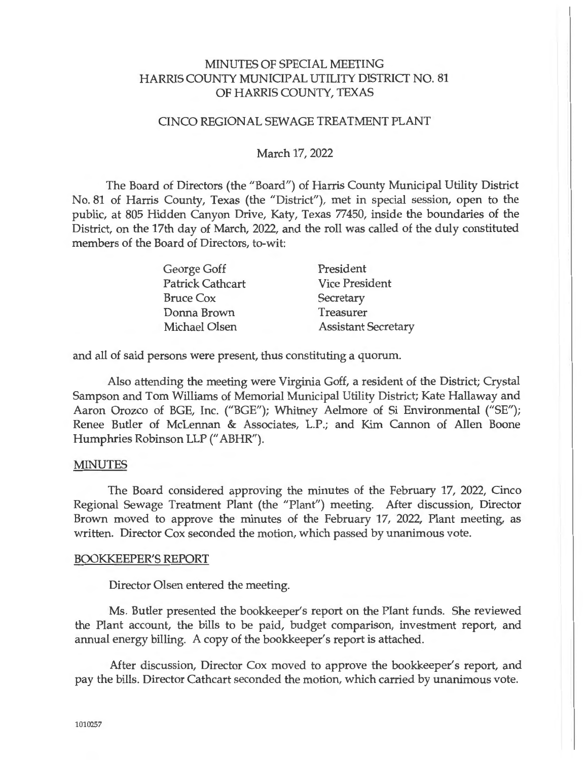# MINUTES OF SPECIAL MEETING
# HARRIS COUNTY MUNICIPAL UTILITY DISTRICT NO. 81
# OF HARRIS COUNTY, TEXAS

## CINCO REGIONAL SEWAGE TREATMENT PLANT

March 17, 2022

The Board of Directors (the "Board") of Harris County Municipal Utility District No. 81 of Harris County, Texas (the "District"), met in special session, open to the public, at 805 Hidden Canyon Drive, Katy, Texas 77450, inside the boundaries of the District, on the 17th day of March, 2022, and the roll was called of the duly constituted members of the Board of Directors, to-wit:

| | |
|---|---|
| George Goff | President |
| Patrick Cathcart | Vice President |
| Bruce Cox | Secretary |
| Donna Brown | Treasurer |
| Michael Olsen | Assistant Secretary |

and all of said persons were present, thus constituting a quorum.

Also attending the meeting were Virginia Goff, a resident of the District; Crystal Sampson and Tom Williams of Memorial Municipal Utility District; Kate Hallaway and Aaron Orozco of BGE, Inc. ("BGE"); Whitney Aelmore of Si Environmental ("SE"); Renee Butler of McLennan & Associates, L.P.; and Kim Cannon of Allen Boone Humphries Robinson LLP ("ABHR").

### MINUTES

The Board considered approving the minutes of the February 17, 2022, Cinco Regional Sewage Treatment Plant (the "Plant") meeting. After discussion, Director Brown moved to approve the minutes of the February 17, 2022, Plant meeting, as written. Director Cox seconded the motion, which passed by unanimous vote.

### BOOKKEEPER'S REPORT

Director Olsen entered the meeting.

Ms. Butler presented the bookkeeper's report on the Plant funds. She reviewed the Plant account, the bills to be paid, budget comparison, investment report, and annual energy billing. A copy of the bookkeeper's report is attached.

After discussion, Director Cox moved to approve the bookkeeper's report, and pay the bills. Director Cathcart seconded the motion, which carried by unanimous vote.

1010257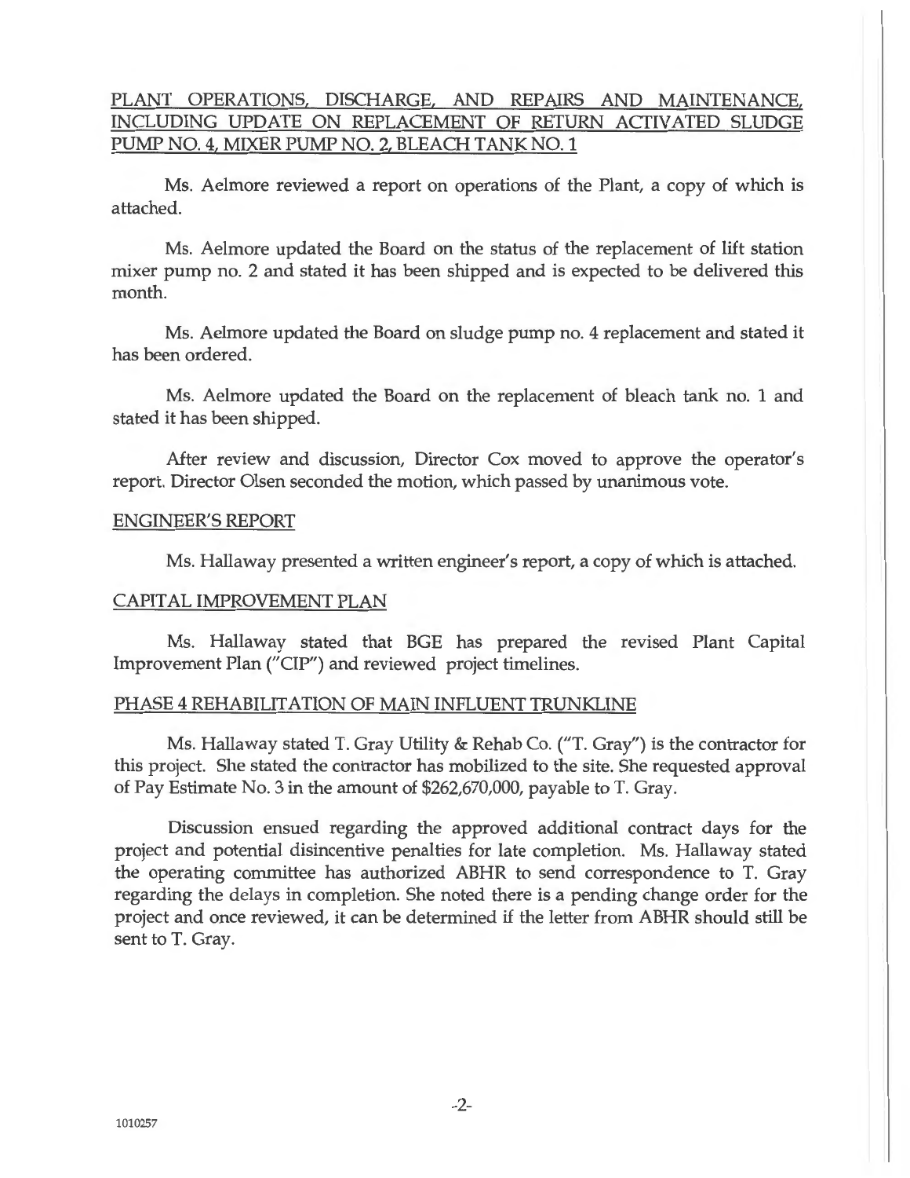## PLANT OPERATIONS, DISCHARGE, AND REPAIRS AND MAINTENANCE, INCLUDING UPDATE ON REPLACEMENT OF RETURN ACTIVATED SLUDGE PUMP NO. 4, MIXER PUMP NO. 2, BLEACH TANK NO. 1

Ms. Aelmore reviewed a report on operations of the Plant, a copy of which is attached.

Ms. Aelmore updated the Board on the status of the replacement of lift station mixer pump no. 2 and stated it has been shipped and is expected to be delivered this month.

Ms. Aelmore updated the Board on sludge pump no. 4 replacement and stated it has been ordered.

Ms. Aelmore updated the Board on the replacement of bleach tank no. 1 and stated it has been shipped.

After review and discussion, Director Cox moved to approve the operator's report. Director Olsen seconded the motion, which passed by unanimous vote.

## ENGINEER'S REPORT

Ms. Hallaway presented a written engineer's report, a copy of which is attached.

## CAPITAL IMPROVEMENT PLAN

Ms. Hallaway stated that BGE has prepared the revised Plant Capital Improvement Plan ("CIP") and reviewed project timelines.

## PHASE 4 REHABILITATION OF MAIN INFLUENT TRUNKLINE

Ms. Hallaway stated T. Gray Utility & Rehab Co. ("T. Gray") is the contractor for this project. She stated the contractor has mobilized to the site. She requested approval of Pay Estimate No. 3 in the amount of $262,670,000, payable to T. Gray.

Discussion ensued regarding the approved additional contract days for the project and potential disincentive penalties for late completion. Ms. Hallaway stated the operating committee has authorized ABHR to send correspondence to T. Gray regarding the delays in completion. She noted there is a pending change order for the project and once reviewed, it can be determined if the letter from ABHR should still be sent to T. Gray.

1010257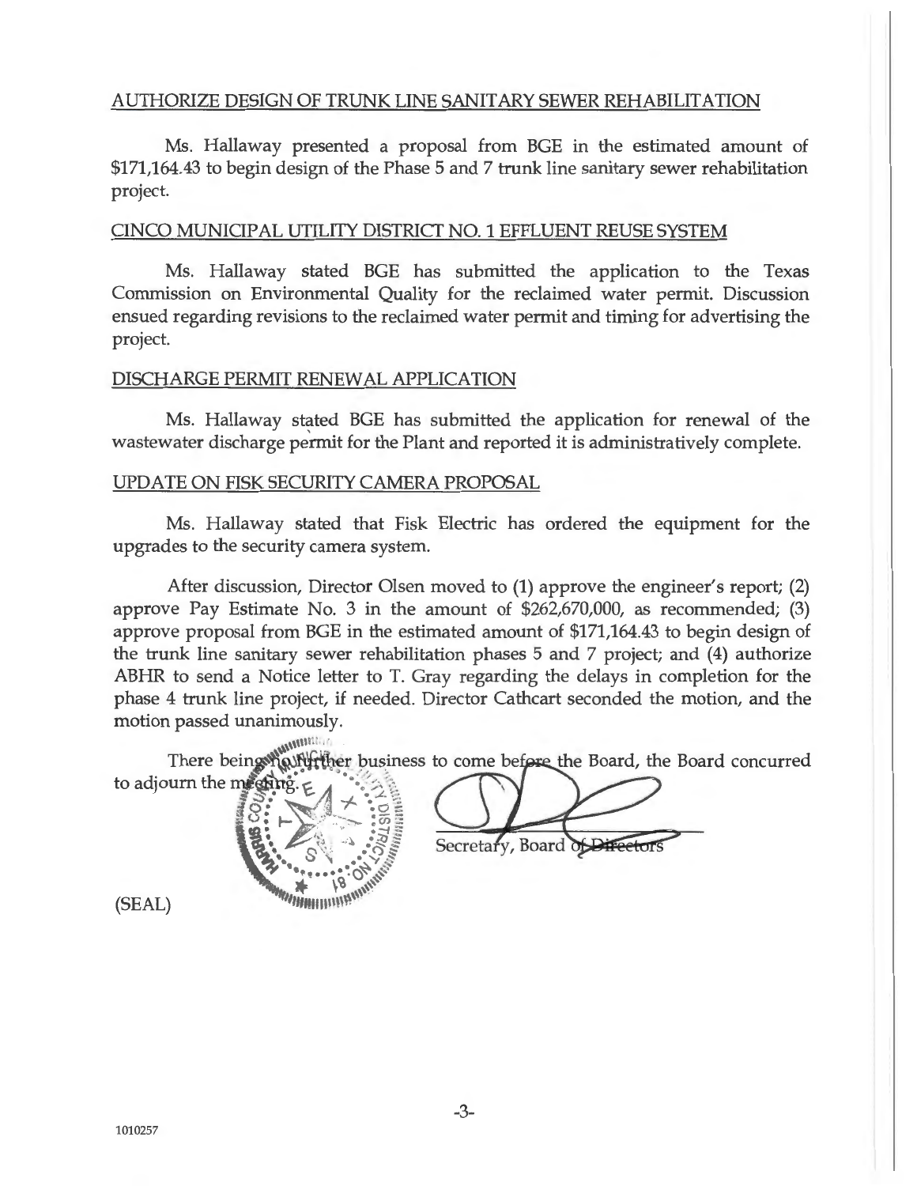## AUTHORIZE DESIGN OF TRUNK LINE SANITARY SEWER REHABILITATION

Ms. Hallaway presented a proposal from BGE in the estimated amount of $171,164.43 to begin design of the Phase 5 and 7 trunk line sanitary sewer rehabilitation project.

## CINCO MUNICIPAL UTILITY DISTRICT NO. 1 EFFLUENT REUSE SYSTEM

Ms. Hallaway stated BGE has submitted the application to the Texas Commission on Environmental Quality for the reclaimed water permit. Discussion ensued regarding revisions to the reclaimed water permit and timing for advertising the project.

## DISCHARGE PERMIT RENEWAL APPLICATION

Ms. Hallaway stated BGE has submitted the application for renewal of the wastewater discharge permit for the Plant and reported it is administratively complete.

## UPDATE ON FISK SECURITY CAMERA PROPOSAL

Ms. Hallaway stated that Fisk Electric has ordered the equipment for the upgrades to the security camera system.

After discussion, Director Olsen moved to (1) approve the engineer's report; (2) approve Pay Estimate No. 3 in the amount of $262,670,000, as recommended; (3) approve proposal from BGE in the estimated amount of $171,164.43 to begin design of the trunk line sanitary sewer rehabilitation phases 5 and 7 project; and (4) authorize ABHR to send a Notice letter to T. Gray regarding the delays in completion for the phase 4 trunk line project, if needed. Director Cathcart seconded the motion, and the motion passed unanimously.

There being no further business to come before the Board, the Board concurred to adjourn the meeting.

Secretary, Board of Directors

(SEAL)

1010257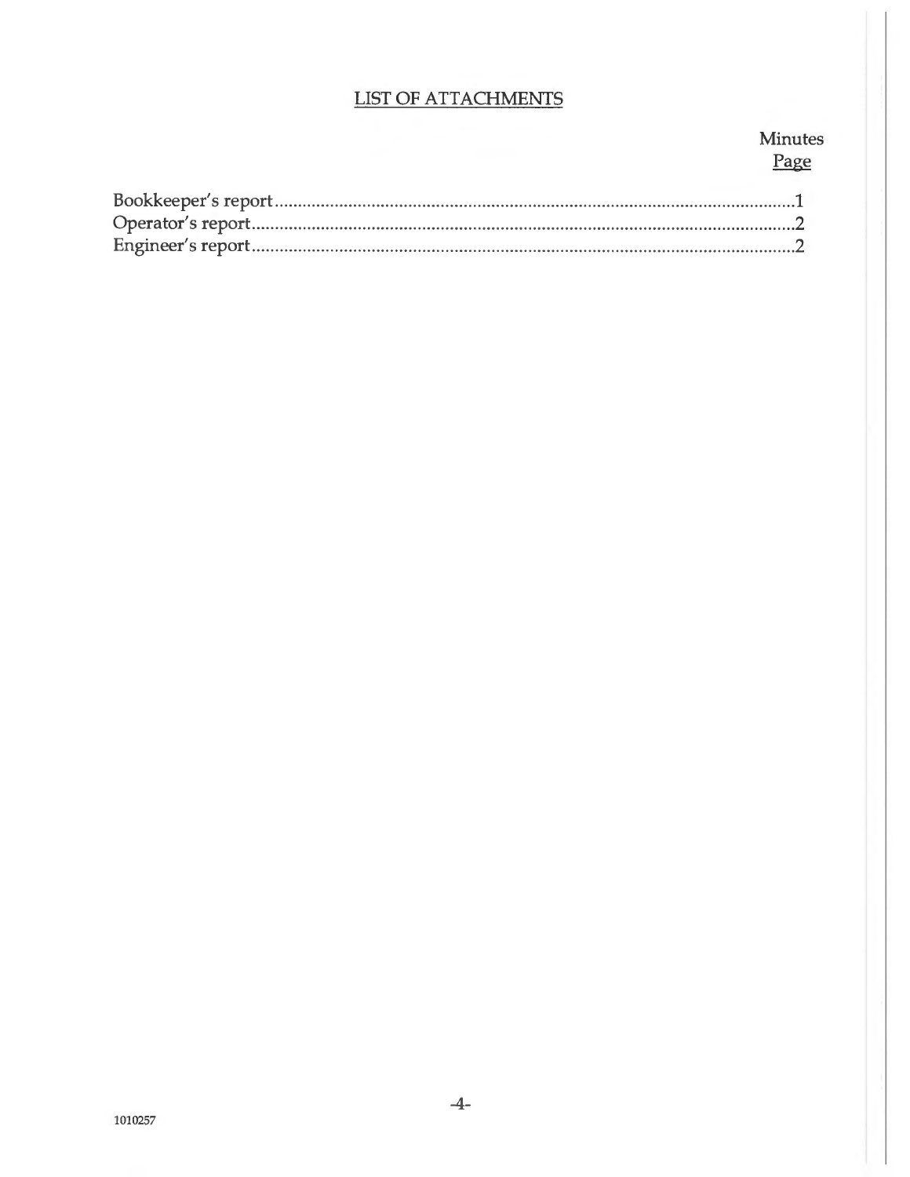## LIST OF ATTACHMENTS

| | Minutes Page |
|---|---|
| Bookkeeper's report | 1 |
| Operator's report | 2 |
| Engineer's report | 2 |

1010257